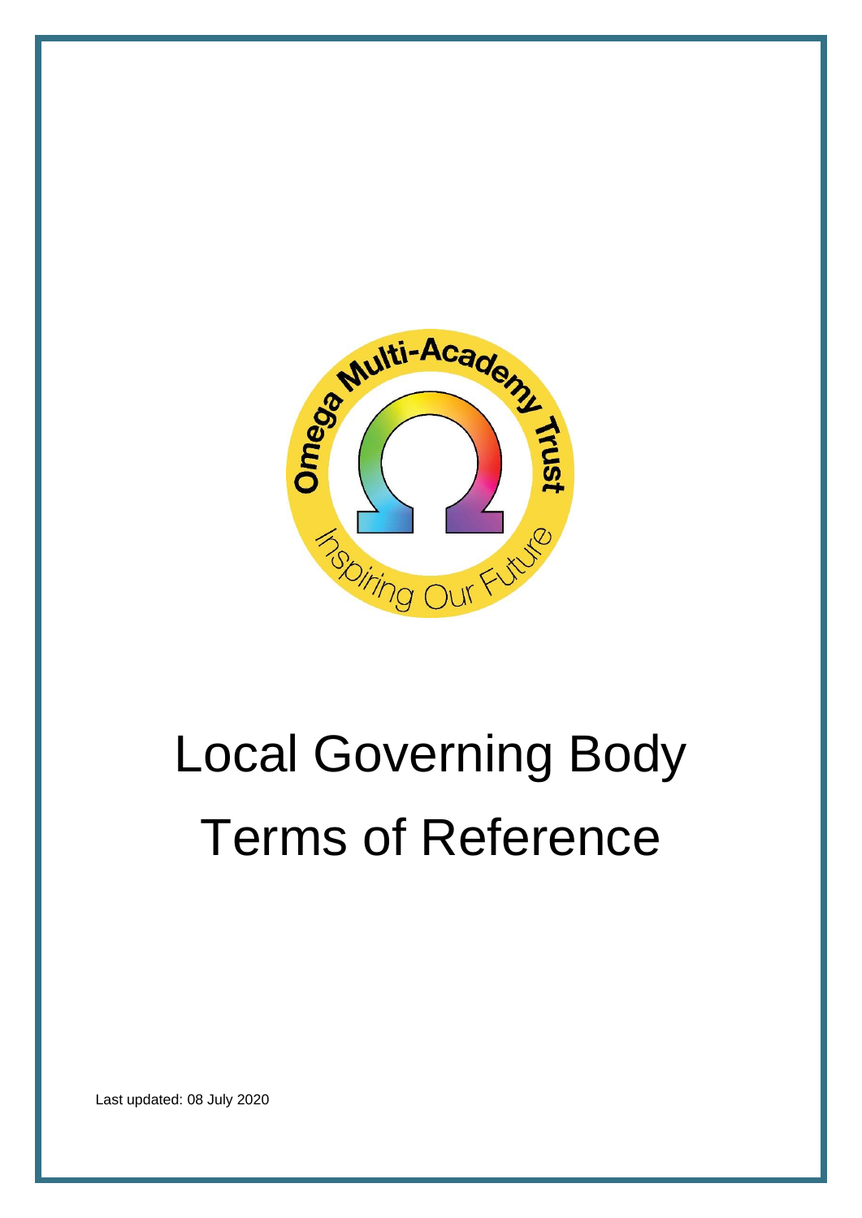Omega Multi-Academy Trust

Inspiring Our Future

# Local Governing Body Terms of Reference

Last updated: 08 July 2020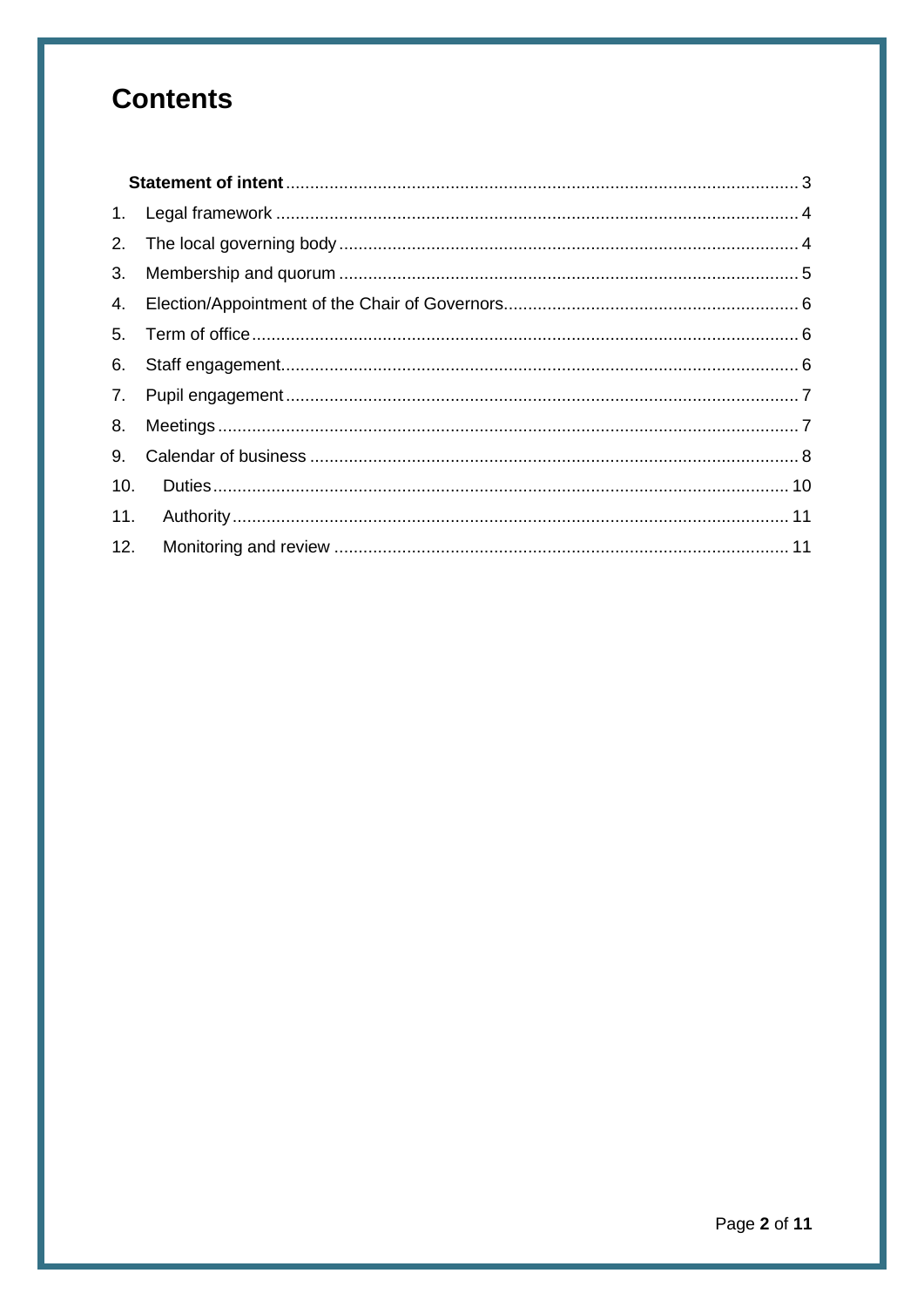# Contents

**Statement of intent** 3

1. Legal framework 4
2. The local governing body 4
3. Membership and quorum 5
4. Election/Appointment of the Chair of Governors 6
5. Term of office 6
6. Staff engagement 6
7. Pupil engagement 7
8. Meetings 7
9. Calendar of business 8
10. Duties 10
11. Authority 11
12. Monitoring and review 11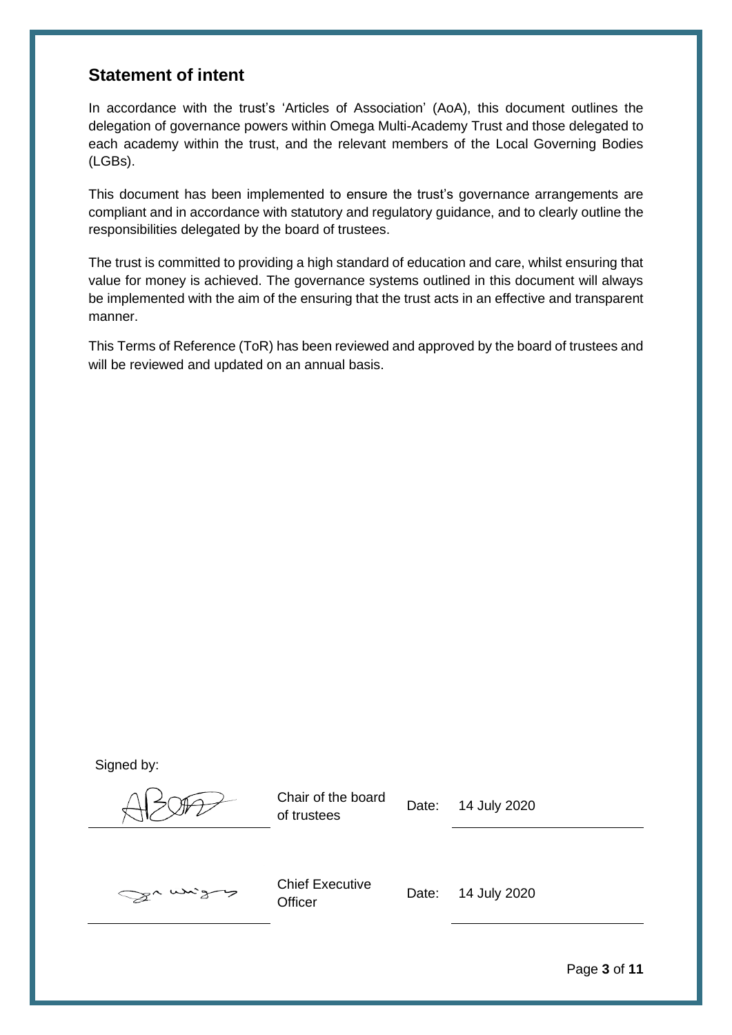## Statement of intent

In accordance with the trust's 'Articles of Association' (AoA), this document outlines the delegation of governance powers within Omega Multi-Academy Trust and those delegated to each academy within the trust, and the relevant members of the Local Governing Bodies (LGBs).

This document has been implemented to ensure the trust's governance arrangements are compliant and in accordance with statutory and regulatory guidance, and to clearly outline the responsibilities delegated by the board of trustees.

The trust is committed to providing a high standard of education and care, whilst ensuring that value for money is achieved. The governance systems outlined in this document will always be implemented with the aim of the ensuring that the trust acts in an effective and transparent manner.

This Terms of Reference (ToR) has been reviewed and approved by the board of trustees and will be reviewed and updated on an annual basis.

Signed by:

| Signature | Role | | Date |
|---|---|---|---|
| | Chair of the board of trustees | Date: | 14 July 2020 |
| | Chief Executive Officer | Date: | 14 July 2020 |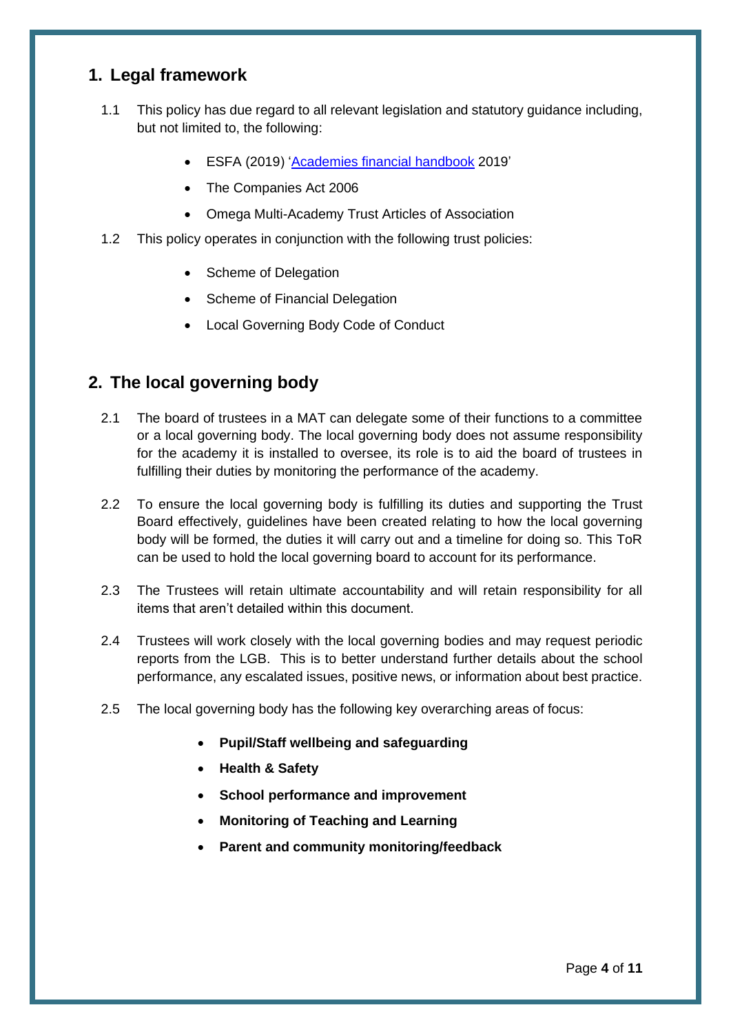## 1. Legal framework

1.1 This policy has due regard to all relevant legislation and statutory guidance including, but not limited to, the following:

- ESFA (2019) 'Academies financial handbook 2019'
- The Companies Act 2006
- Omega Multi-Academy Trust Articles of Association

1.2 This policy operates in conjunction with the following trust policies:

- Scheme of Delegation
- Scheme of Financial Delegation
- Local Governing Body Code of Conduct

## 2. The local governing body

2.1 The board of trustees in a MAT can delegate some of their functions to a committee or a local governing body. The local governing body does not assume responsibility for the academy it is installed to oversee, its role is to aid the board of trustees in fulfilling their duties by monitoring the performance of the academy.

2.2 To ensure the local governing body is fulfilling its duties and supporting the Trust Board effectively, guidelines have been created relating to how the local governing body will be formed, the duties it will carry out and a timeline for doing so. This ToR can be used to hold the local governing board to account for its performance.

2.3 The Trustees will retain ultimate accountability and will retain responsibility for all items that aren't detailed within this document.

2.4 Trustees will work closely with the local governing bodies and may request periodic reports from the LGB. This is to better understand further details about the school performance, any escalated issues, positive news, or information about best practice.

2.5 The local governing body has the following key overarching areas of focus:

- **Pupil/Staff wellbeing and safeguarding**
- **Health & Safety**
- **School performance and improvement**
- **Monitoring of Teaching and Learning**
- **Parent and community monitoring/feedback**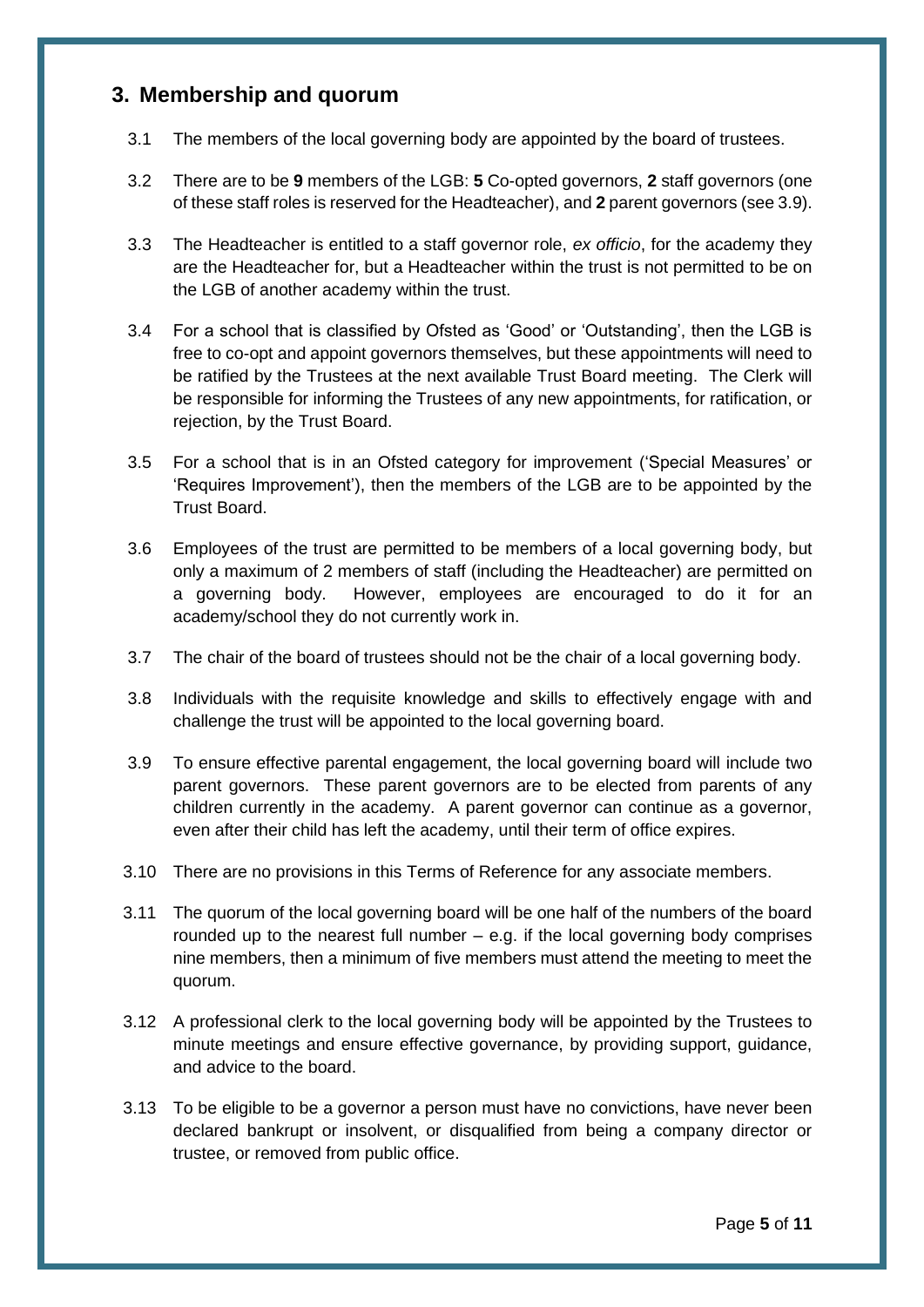## 3. Membership and quorum

3.1 The members of the local governing body are appointed by the board of trustees.

3.2 There are to be **9** members of the LGB: **5** Co-opted governors, **2** staff governors (one of these staff roles is reserved for the Headteacher), and **2** parent governors (see 3.9).

3.3 The Headteacher is entitled to a staff governor role, *ex officio*, for the academy they are the Headteacher for, but a Headteacher within the trust is not permitted to be on the LGB of another academy within the trust.

3.4 For a school that is classified by Ofsted as 'Good' or 'Outstanding', then the LGB is free to co-opt and appoint governors themselves, but these appointments will need to be ratified by the Trustees at the next available Trust Board meeting. The Clerk will be responsible for informing the Trustees of any new appointments, for ratification, or rejection, by the Trust Board.

3.5 For a school that is in an Ofsted category for improvement ('Special Measures' or 'Requires Improvement'), then the members of the LGB are to be appointed by the Trust Board.

3.6 Employees of the trust are permitted to be members of a local governing body, but only a maximum of 2 members of staff (including the Headteacher) are permitted on a governing body. However, employees are encouraged to do it for an academy/school they do not currently work in.

3.7 The chair of the board of trustees should not be the chair of a local governing body.

3.8 Individuals with the requisite knowledge and skills to effectively engage with and challenge the trust will be appointed to the local governing board.

3.9 To ensure effective parental engagement, the local governing board will include two parent governors. These parent governors are to be elected from parents of any children currently in the academy. A parent governor can continue as a governor, even after their child has left the academy, until their term of office expires.

3.10 There are no provisions in this Terms of Reference for any associate members.

3.11 The quorum of the local governing board will be one half of the numbers of the board rounded up to the nearest full number – e.g. if the local governing body comprises nine members, then a minimum of five members must attend the meeting to meet the quorum.

3.12 A professional clerk to the local governing body will be appointed by the Trustees to minute meetings and ensure effective governance, by providing support, guidance, and advice to the board.

3.13 To be eligible to be a governor a person must have no convictions, have never been declared bankrupt or insolvent, or disqualified from being a company director or trustee, or removed from public office.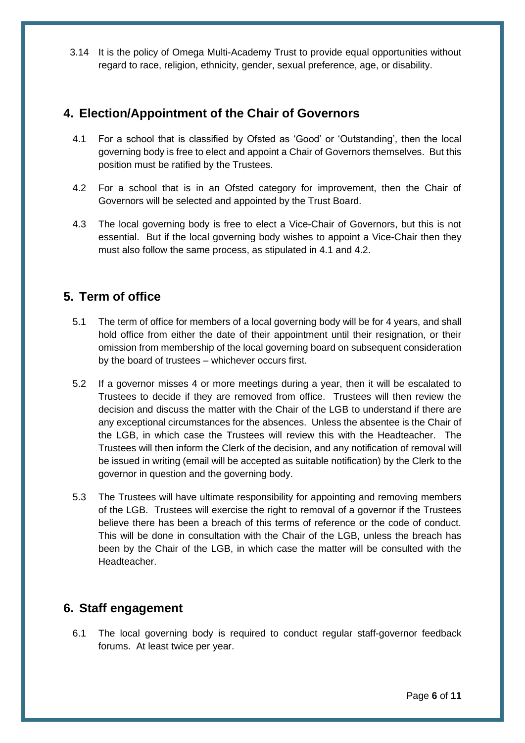3.14 It is the policy of Omega Multi-Academy Trust to provide equal opportunities without regard to race, religion, ethnicity, gender, sexual preference, age, or disability.

## 4. Election/Appointment of the Chair of Governors

4.1 For a school that is classified by Ofsted as 'Good' or 'Outstanding', then the local governing body is free to elect and appoint a Chair of Governors themselves. But this position must be ratified by the Trustees.

4.2 For a school that is in an Ofsted category for improvement, then the Chair of Governors will be selected and appointed by the Trust Board.

4.3 The local governing body is free to elect a Vice-Chair of Governors, but this is not essential. But if the local governing body wishes to appoint a Vice-Chair then they must also follow the same process, as stipulated in 4.1 and 4.2.

## 5. Term of office

5.1 The term of office for members of a local governing body will be for 4 years, and shall hold office from either the date of their appointment until their resignation, or their omission from membership of the local governing board on subsequent consideration by the board of trustees – whichever occurs first.

5.2 If a governor misses 4 or more meetings during a year, then it will be escalated to Trustees to decide if they are removed from office. Trustees will then review the decision and discuss the matter with the Chair of the LGB to understand if there are any exceptional circumstances for the absences. Unless the absentee is the Chair of the LGB, in which case the Trustees will review this with the Headteacher. The Trustees will then inform the Clerk of the decision, and any notification of removal will be issued in writing (email will be accepted as suitable notification) by the Clerk to the governor in question and the governing body.

5.3 The Trustees will have ultimate responsibility for appointing and removing members of the LGB. Trustees will exercise the right to removal of a governor if the Trustees believe there has been a breach of this terms of reference or the code of conduct. This will be done in consultation with the Chair of the LGB, unless the breach has been by the Chair of the LGB, in which case the matter will be consulted with the Headteacher.

## 6. Staff engagement

6.1 The local governing body is required to conduct regular staff-governor feedback forums. At least twice per year.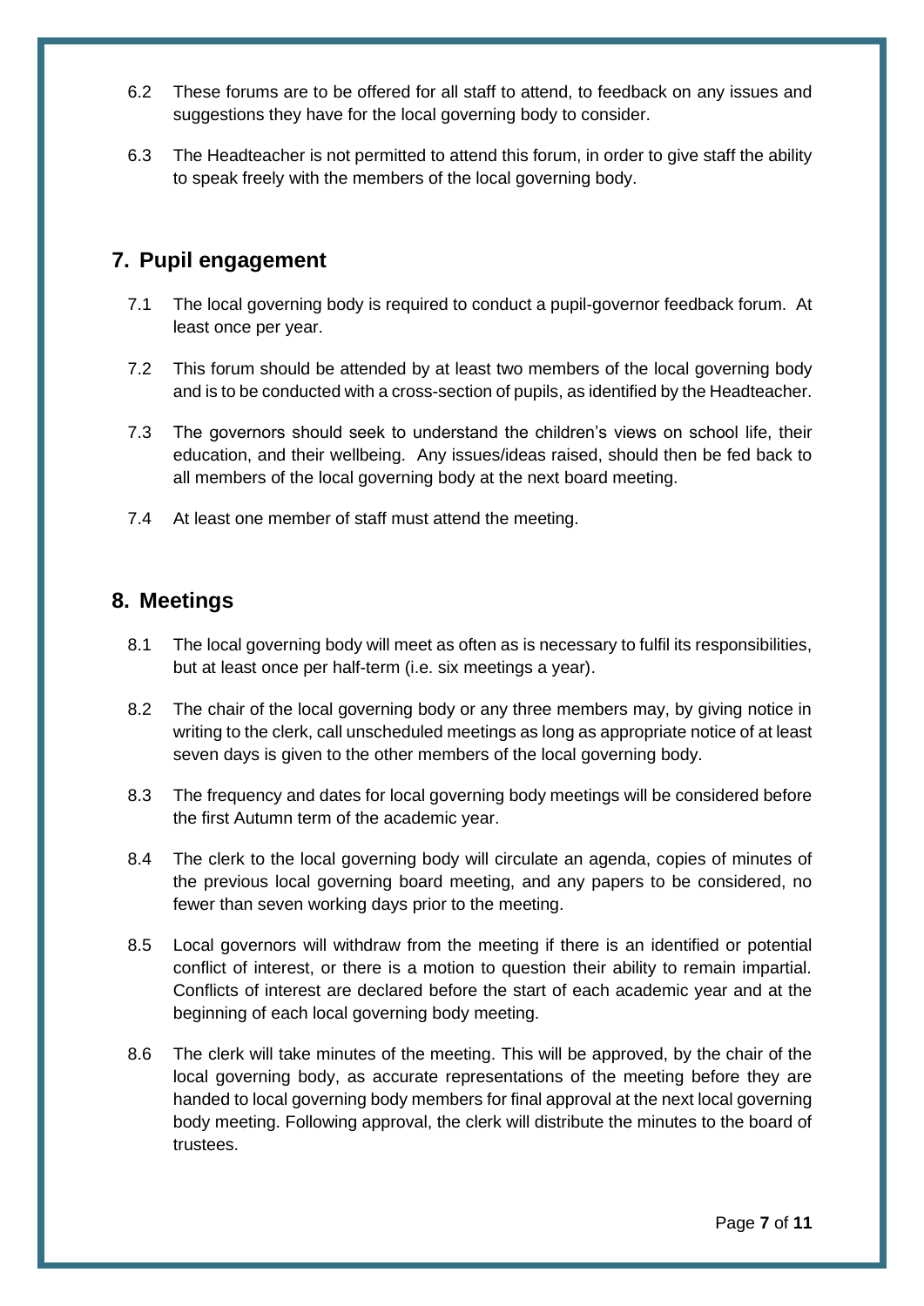6.2 These forums are to be offered for all staff to attend, to feedback on any issues and suggestions they have for the local governing body to consider.

6.3 The Headteacher is not permitted to attend this forum, in order to give staff the ability to speak freely with the members of the local governing body.

## 7. Pupil engagement

7.1 The local governing body is required to conduct a pupil-governor feedback forum. At least once per year.

7.2 This forum should be attended by at least two members of the local governing body and is to be conducted with a cross-section of pupils, as identified by the Headteacher.

7.3 The governors should seek to understand the children's views on school life, their education, and their wellbeing. Any issues/ideas raised, should then be fed back to all members of the local governing body at the next board meeting.

7.4 At least one member of staff must attend the meeting.

## 8. Meetings

8.1 The local governing body will meet as often as is necessary to fulfil its responsibilities, but at least once per half-term (i.e. six meetings a year).

8.2 The chair of the local governing body or any three members may, by giving notice in writing to the clerk, call unscheduled meetings as long as appropriate notice of at least seven days is given to the other members of the local governing body.

8.3 The frequency and dates for local governing body meetings will be considered before the first Autumn term of the academic year.

8.4 The clerk to the local governing body will circulate an agenda, copies of minutes of the previous local governing board meeting, and any papers to be considered, no fewer than seven working days prior to the meeting.

8.5 Local governors will withdraw from the meeting if there is an identified or potential conflict of interest, or there is a motion to question their ability to remain impartial. Conflicts of interest are declared before the start of each academic year and at the beginning of each local governing body meeting.

8.6 The clerk will take minutes of the meeting. This will be approved, by the chair of the local governing body, as accurate representations of the meeting before they are handed to local governing body members for final approval at the next local governing body meeting. Following approval, the clerk will distribute the minutes to the board of trustees.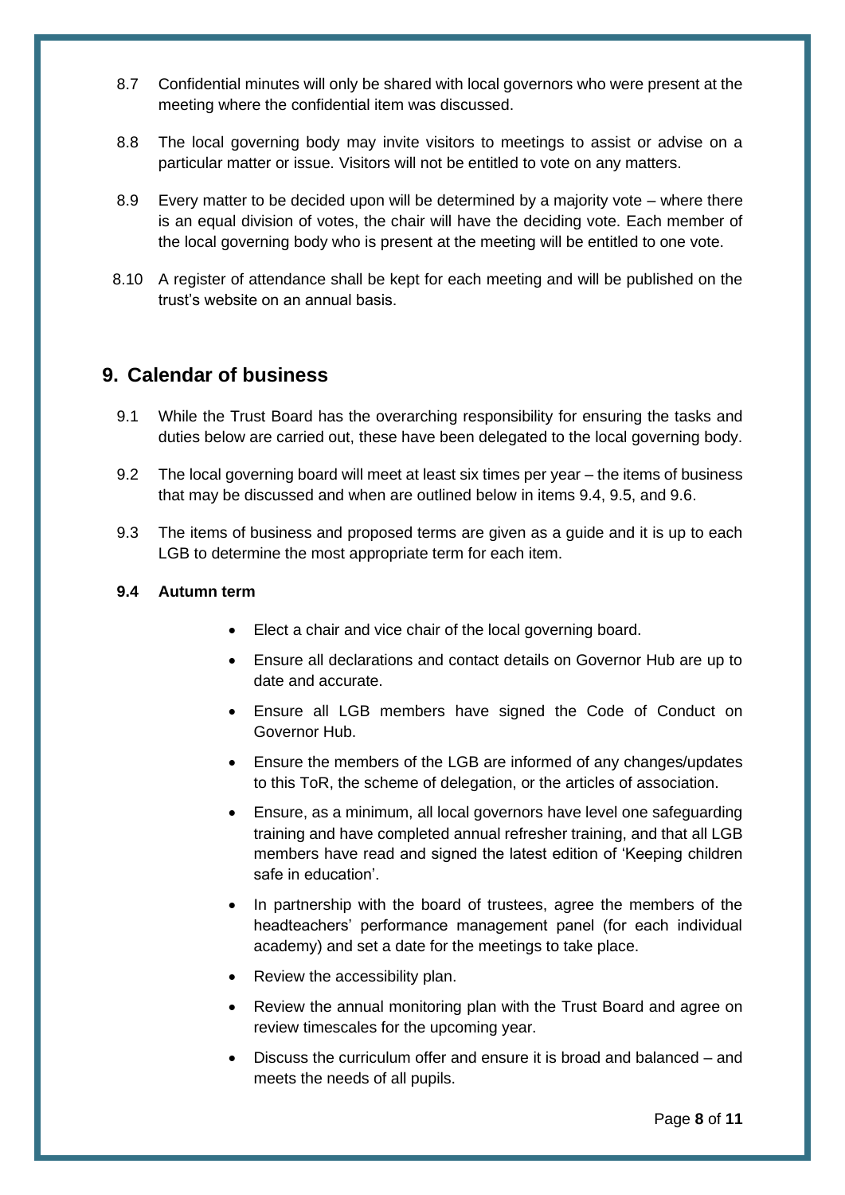8.7 Confidential minutes will only be shared with local governors who were present at the meeting where the confidential item was discussed.

8.8 The local governing body may invite visitors to meetings to assist or advise on a particular matter or issue. Visitors will not be entitled to vote on any matters.

8.9 Every matter to be decided upon will be determined by a majority vote – where there is an equal division of votes, the chair will have the deciding vote. Each member of the local governing body who is present at the meeting will be entitled to one vote.

8.10 A register of attendance shall be kept for each meeting and will be published on the trust's website on an annual basis.

## 9. Calendar of business

9.1 While the Trust Board has the overarching responsibility for ensuring the tasks and duties below are carried out, these have been delegated to the local governing body.

9.2 The local governing board will meet at least six times per year – the items of business that may be discussed and when are outlined below in items 9.4, 9.5, and 9.6.

9.3 The items of business and proposed terms are given as a guide and it is up to each LGB to determine the most appropriate term for each item.

**9.4 Autumn term**

- Elect a chair and vice chair of the local governing board.
- Ensure all declarations and contact details on Governor Hub are up to date and accurate.
- Ensure all LGB members have signed the Code of Conduct on Governor Hub.
- Ensure the members of the LGB are informed of any changes/updates to this ToR, the scheme of delegation, or the articles of association.
- Ensure, as a minimum, all local governors have level one safeguarding training and have completed annual refresher training, and that all LGB members have read and signed the latest edition of 'Keeping children safe in education'.
- In partnership with the board of trustees, agree the members of the headteachers' performance management panel (for each individual academy) and set a date for the meetings to take place.
- Review the accessibility plan.
- Review the annual monitoring plan with the Trust Board and agree on review timescales for the upcoming year.
- Discuss the curriculum offer and ensure it is broad and balanced – and meets the needs of all pupils.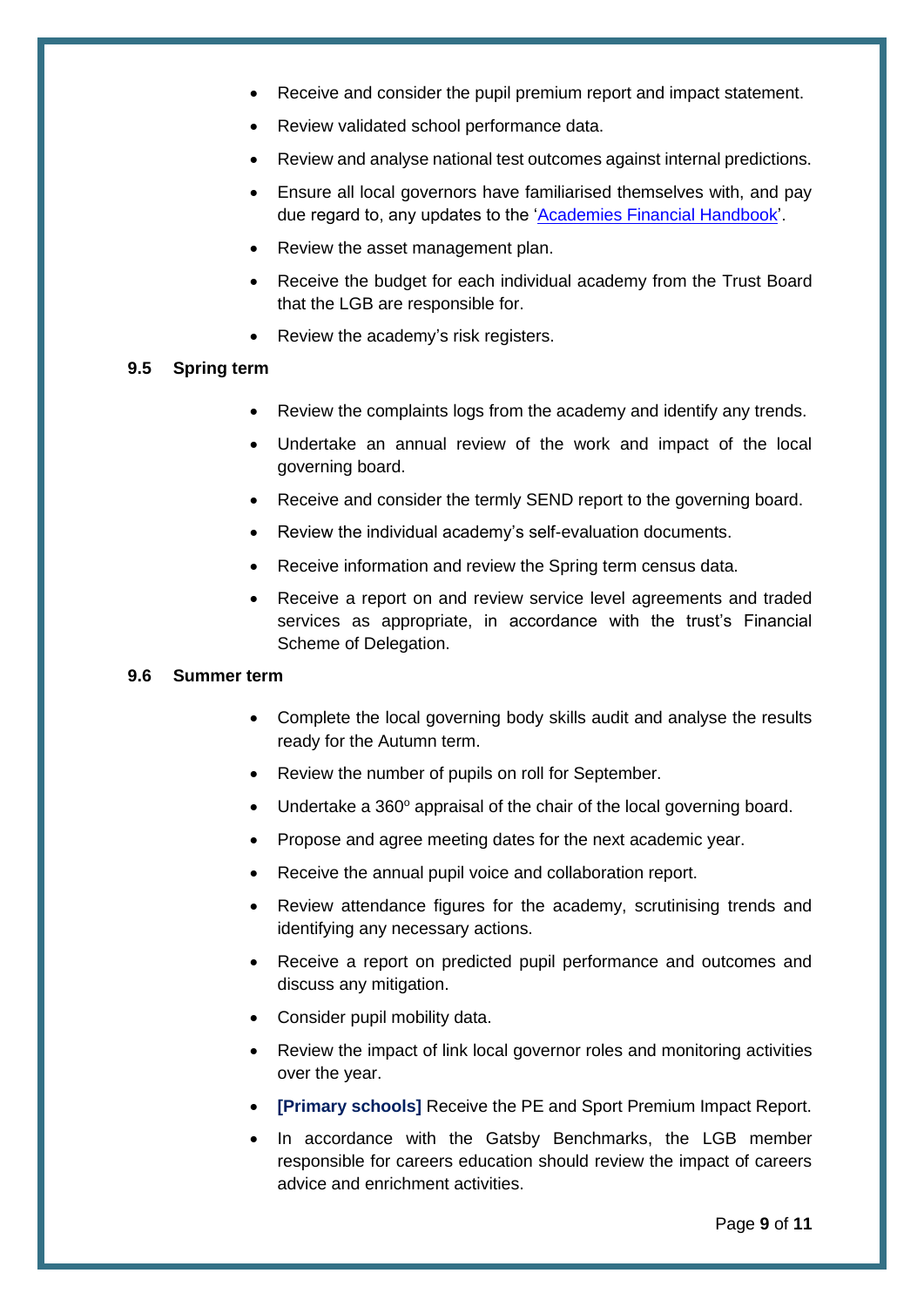- Receive and consider the pupil premium report and impact statement.
- Review validated school performance data.
- Review and analyse national test outcomes against internal predictions.
- Ensure all local governors have familiarised themselves with, and pay due regard to, any updates to the '[Academies Financial Handbook]'.
- Review the asset management plan.
- Receive the budget for each individual academy from the Trust Board that the LGB are responsible for.
- Review the academy's risk registers.

### 9.5 Spring term

- Review the complaints logs from the academy and identify any trends.
- Undertake an annual review of the work and impact of the local governing board.
- Receive and consider the termly SEND report to the governing board.
- Review the individual academy's self-evaluation documents.
- Receive information and review the Spring term census data.
- Receive a report on and review service level agreements and traded services as appropriate, in accordance with the trust's Financial Scheme of Delegation.

### 9.6 Summer term

- Complete the local governing body skills audit and analyse the results ready for the Autumn term.
- Review the number of pupils on roll for September.
- Undertake a 360° appraisal of the chair of the local governing board.
- Propose and agree meeting dates for the next academic year.
- Receive the annual pupil voice and collaboration report.
- Review attendance figures for the academy, scrutinising trends and identifying any necessary actions.
- Receive a report on predicted pupil performance and outcomes and discuss any mitigation.
- Consider pupil mobility data.
- Review the impact of link local governor roles and monitoring activities over the year.
- **[Primary schools]** Receive the PE and Sport Premium Impact Report.
- In accordance with the Gatsby Benchmarks, the LGB member responsible for careers education should review the impact of careers advice and enrichment activities.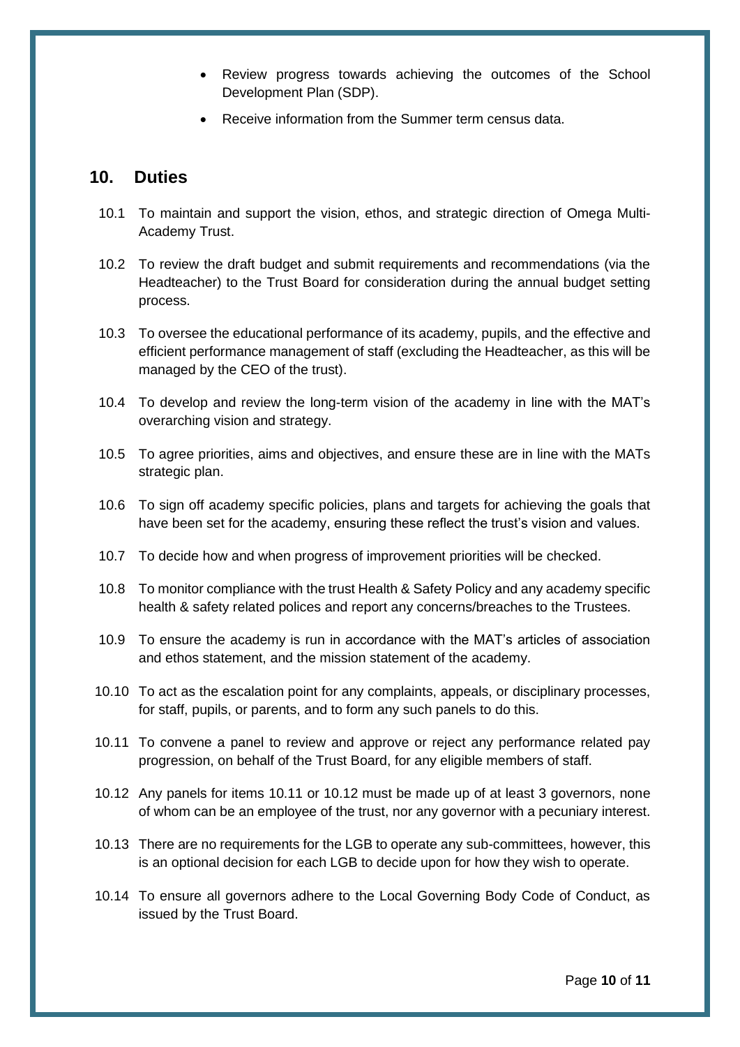- Review progress towards achieving the outcomes of the School Development Plan (SDP).
- Receive information from the Summer term census data.

## 10. Duties

10.1 To maintain and support the vision, ethos, and strategic direction of Omega Multi-Academy Trust.

10.2 To review the draft budget and submit requirements and recommendations (via the Headteacher) to the Trust Board for consideration during the annual budget setting process.

10.3 To oversee the educational performance of its academy, pupils, and the effective and efficient performance management of staff (excluding the Headteacher, as this will be managed by the CEO of the trust).

10.4 To develop and review the long-term vision of the academy in line with the MAT's overarching vision and strategy.

10.5 To agree priorities, aims and objectives, and ensure these are in line with the MATs strategic plan.

10.6 To sign off academy specific policies, plans and targets for achieving the goals that have been set for the academy, ensuring these reflect the trust's vision and values.

10.7 To decide how and when progress of improvement priorities will be checked.

10.8 To monitor compliance with the trust Health & Safety Policy and any academy specific health & safety related polices and report any concerns/breaches to the Trustees.

10.9 To ensure the academy is run in accordance with the MAT's articles of association and ethos statement, and the mission statement of the academy.

10.10 To act as the escalation point for any complaints, appeals, or disciplinary processes, for staff, pupils, or parents, and to form any such panels to do this.

10.11 To convene a panel to review and approve or reject any performance related pay progression, on behalf of the Trust Board, for any eligible members of staff.

10.12 Any panels for items 10.11 or 10.12 must be made up of at least 3 governors, none of whom can be an employee of the trust, nor any governor with a pecuniary interest.

10.13 There are no requirements for the LGB to operate any sub-committees, however, this is an optional decision for each LGB to decide upon for how they wish to operate.

10.14 To ensure all governors adhere to the Local Governing Body Code of Conduct, as issued by the Trust Board.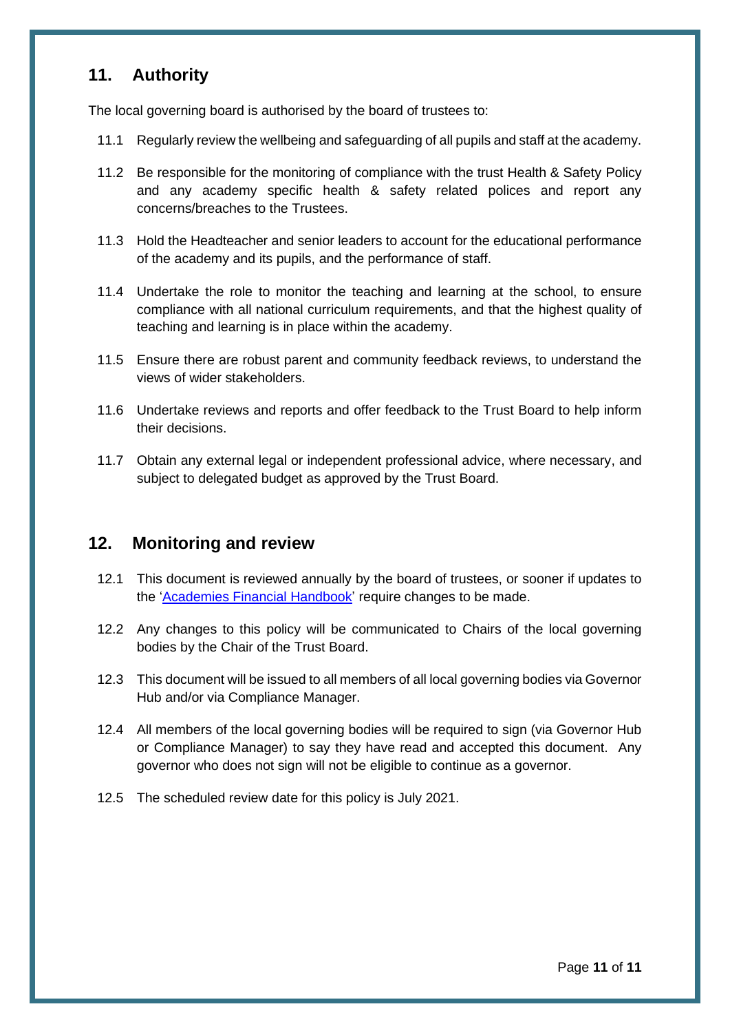## 11. Authority

The local governing board is authorised by the board of trustees to:

11.1 Regularly review the wellbeing and safeguarding of all pupils and staff at the academy.

11.2 Be responsible for the monitoring of compliance with the trust Health & Safety Policy and any academy specific health & safety related polices and report any concerns/breaches to the Trustees.

11.3 Hold the Headteacher and senior leaders to account for the educational performance of the academy and its pupils, and the performance of staff.

11.4 Undertake the role to monitor the teaching and learning at the school, to ensure compliance with all national curriculum requirements, and that the highest quality of teaching and learning is in place within the academy.

11.5 Ensure there are robust parent and community feedback reviews, to understand the views of wider stakeholders.

11.6 Undertake reviews and reports and offer feedback to the Trust Board to help inform their decisions.

11.7 Obtain any external legal or independent professional advice, where necessary, and subject to delegated budget as approved by the Trust Board.

## 12. Monitoring and review

12.1 This document is reviewed annually by the board of trustees, or sooner if updates to the 'Academies Financial Handbook' require changes to be made.

12.2 Any changes to this policy will be communicated to Chairs of the local governing bodies by the Chair of the Trust Board.

12.3 This document will be issued to all members of all local governing bodies via Governor Hub and/or via Compliance Manager.

12.4 All members of the local governing bodies will be required to sign (via Governor Hub or Compliance Manager) to say they have read and accepted this document. Any governor who does not sign will not be eligible to continue as a governor.

12.5 The scheduled review date for this policy is July 2021.